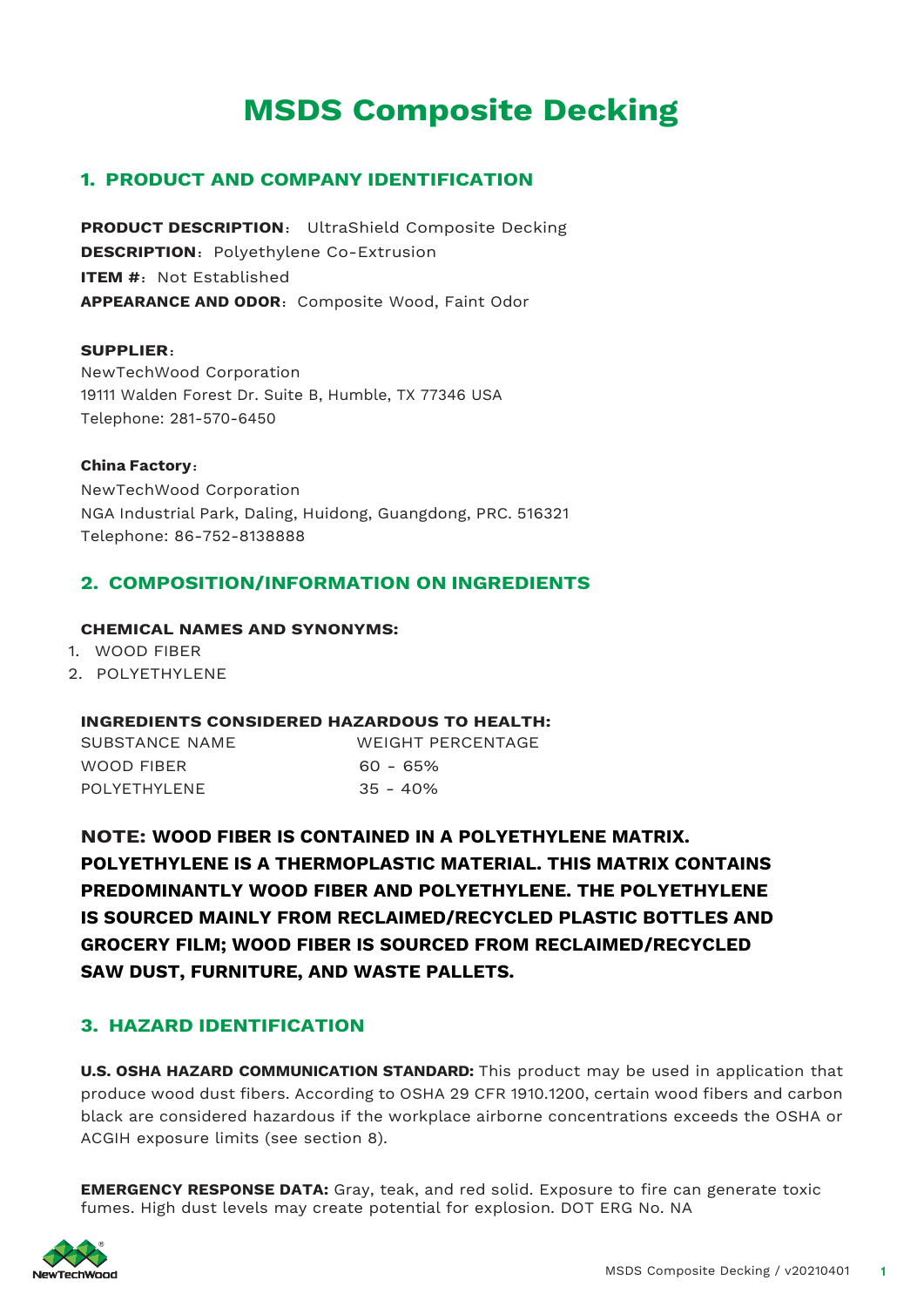# MSDS Composite Decking

## 1. PRODUCT AND COMPANY IDENTIFICATION

**PRODUCT DESCRIPTION**: UltraShield Composite Decking
**DESCRIPTION**: Polyethylene Co-Extrusion
**ITEM #**: Not Established
**APPEARANCE AND ODOR**: Composite Wood, Faint Odor

**SUPPLIER**:
NewTechWood Corporation
19111 Walden Forest Dr. Suite B, Humble, TX 77346 USA
Telephone: 281-570-6450

**China Factory**:
NewTechWood Corporation
NGA Industrial Park, Daling, Huidong, Guangdong, PRC. 516321
Telephone: 86-752-8138888

## 2. COMPOSITION/INFORMATION ON INGREDIENTS

**CHEMICAL NAMES AND SYNONYMS:**

1. WOOD FIBER
2. POLYETHYLENE

**INGREDIENTS CONSIDERED HAZARDOUS TO HEALTH:**

| SUBSTANCE NAME | WEIGHT PERCENTAGE |
|---|---|
| WOOD FIBER | 60 - 65% |
| POLYETHYLENE | 35 - 40% |

**NOTE: WOOD FIBER IS CONTAINED IN A POLYETHYLENE MATRIX. POLYETHYLENE IS A THERMOPLASTIC MATERIAL. THIS MATRIX CONTAINS PREDOMINANTLY WOOD FIBER AND POLYETHYLENE. THE POLYETHYLENE IS SOURCED MAINLY FROM RECLAIMED/RECYCLED PLASTIC BOTTLES AND GROCERY FILM; WOOD FIBER IS SOURCED FROM RECLAIMED/RECYCLED SAW DUST, FURNITURE, AND WASTE PALLETS.**

## 3. HAZARD IDENTIFICATION

**U.S. OSHA HAZARD COMMUNICATION STANDARD:** This product may be used in application that produce wood dust fibers. According to OSHA 29 CFR 1910.1200, certain wood fibers and carbon black are considered hazardous if the workplace airborne concentrations exceeds the OSHA or ACGIH exposure limits (see section 8).

**EMERGENCY RESPONSE DATA:** Gray, teak, and red solid. Exposure to fire can generate toxic fumes. High dust levels may create potential for explosion. DOT ERG No. NA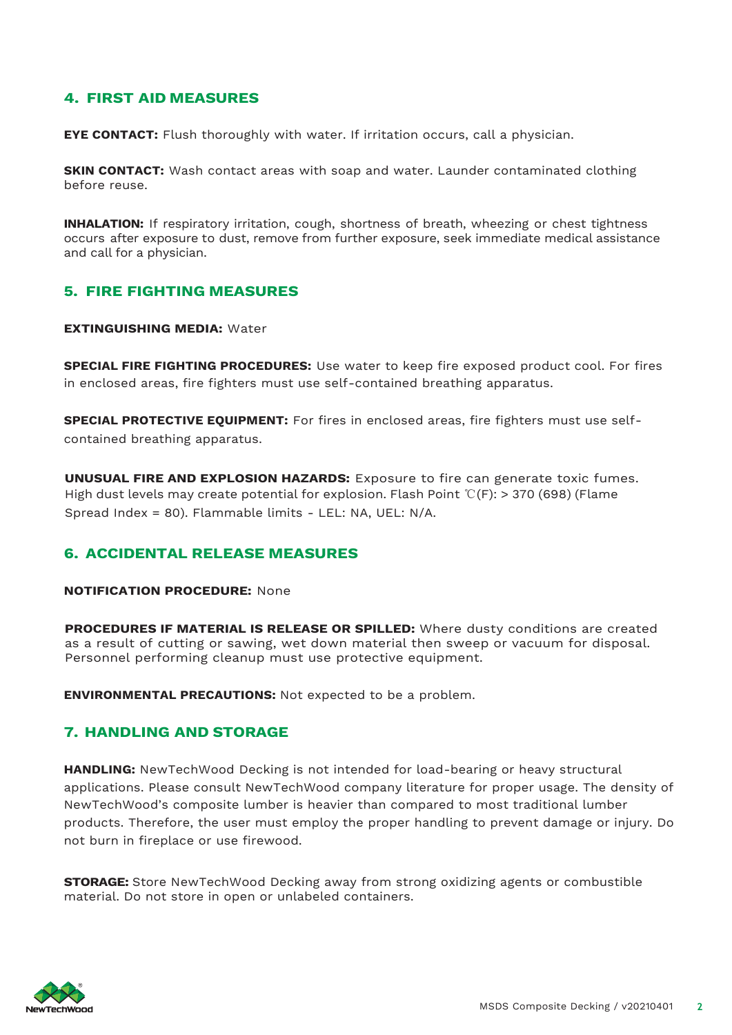## 4. FIRST AID MEASURES

**EYE CONTACT:** Flush thoroughly with water. If irritation occurs, call a physician.

**SKIN CONTACT:** Wash contact areas with soap and water. Launder contaminated clothing before reuse.

**INHALATION:** If respiratory irritation, cough, shortness of breath, wheezing or chest tightness occurs after exposure to dust, remove from further exposure, seek immediate medical assistance and call for a physician.

## 5. FIRE FIGHTING MEASURES

**EXTINGUISHING MEDIA:** Water

**SPECIAL FIRE FIGHTING PROCEDURES:** Use water to keep fire exposed product cool. For fires in enclosed areas, fire fighters must use self-contained breathing apparatus.

**SPECIAL PROTECTIVE EQUIPMENT:** For fires in enclosed areas, fire fighters must use self-contained breathing apparatus.

**UNUSUAL FIRE AND EXPLOSION HAZARDS:** Exposure to fire can generate toxic fumes. High dust levels may create potential for explosion. Flash Point ℃(F): > 370 (698) (Flame Spread Index = 80). Flammable limits - LEL: NA, UEL: N/A.

## 6. ACCIDENTAL RELEASE MEASURES

**NOTIFICATION PROCEDURE:** None

**PROCEDURES IF MATERIAL IS RELEASE OR SPILLED:** Where dusty conditions are created as a result of cutting or sawing, wet down material then sweep or vacuum for disposal. Personnel performing cleanup must use protective equipment.

**ENVIRONMENTAL PRECAUTIONS:** Not expected to be a problem.

## 7. HANDLING AND STORAGE

**HANDLING:** NewTechWood Decking is not intended for load-bearing or heavy structural applications. Please consult NewTechWood company literature for proper usage. The density of NewTechWood's composite lumber is heavier than compared to most traditional lumber products. Therefore, the user must employ the proper handling to prevent damage or injury. Do not burn in fireplace or use firewood.

**STORAGE:** Store NewTechWood Decking away from strong oxidizing agents or combustible material. Do not store in open or unlabeled containers.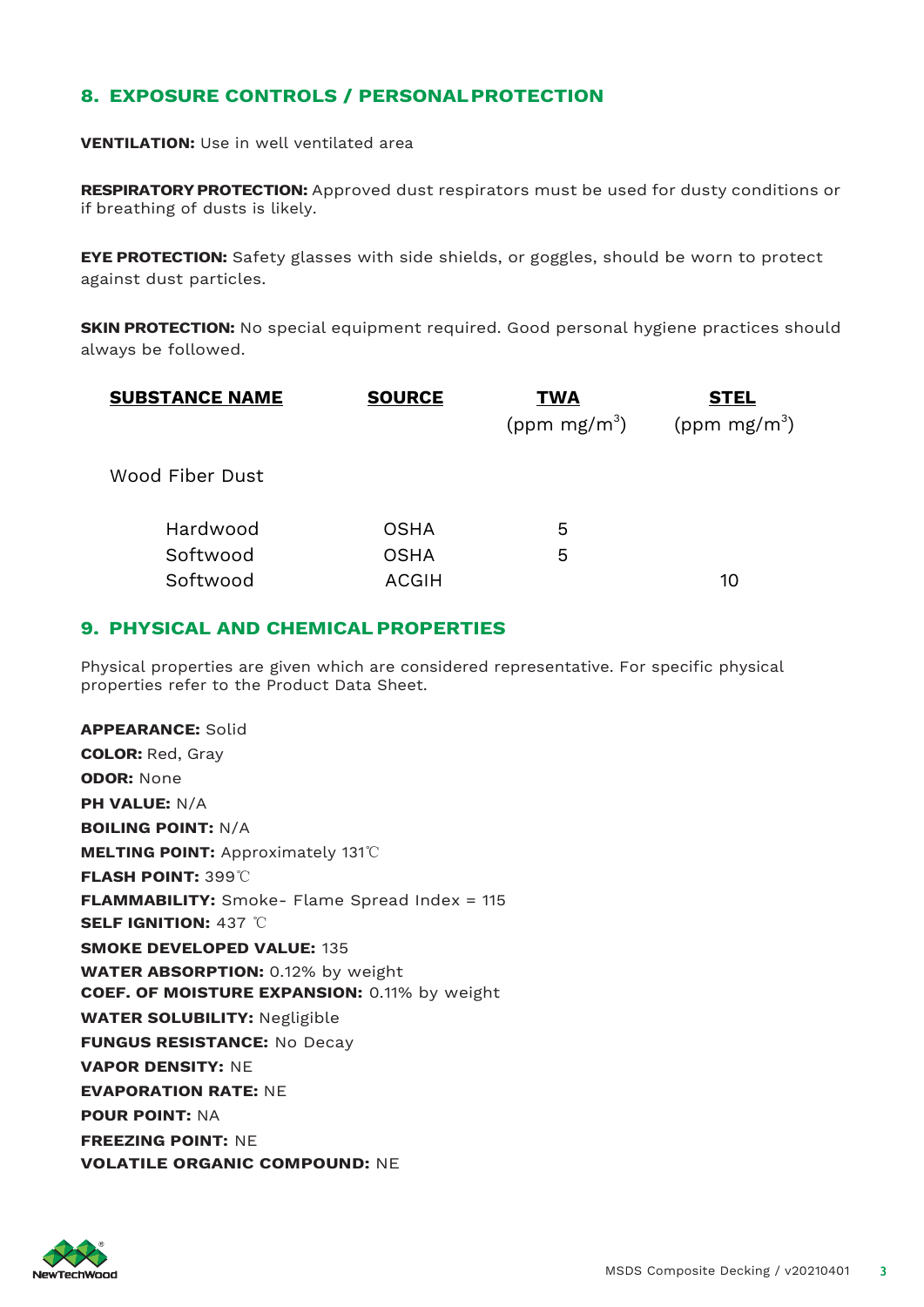## 8. EXPOSURE CONTROLS / PERSONAL PROTECTION

**VENTILATION:** Use in well ventilated area

**RESPIRATORY PROTECTION:** Approved dust respirators must be used for dusty conditions or if breathing of dusts is likely.

**EYE PROTECTION:** Safety glasses with side shields, or goggles, should be worn to protect against dust particles.

**SKIN PROTECTION:** No special equipment required. Good personal hygiene practices should always be followed.

| SUBSTANCE NAME | SOURCE | TWA (ppm mg/m$^3$) | STEL (ppm mg/m$^3$) |
|---|---|---|---|
| Wood Fiber Dust | | | |
| Hardwood | OSHA | 5 | |
| Softwood | OSHA | 5 | |
| Softwood | ACGIH | | 10 |

## 9. PHYSICAL AND CHEMICAL PROPERTIES

Physical properties are given which are considered representative. For specific physical properties refer to the Product Data Sheet.

**APPEARANCE:** Solid
**COLOR:** Red, Gray
**ODOR:** None
**PH VALUE:** N/A
**BOILING POINT:** N/A
**MELTING POINT:** Approximately 131℃
**FLASH POINT:** 399℃
**FLAMMABILITY:** Smoke- Flame Spread Index = 115
**SELF IGNITION:** 437 ℃
**SMOKE DEVELOPED VALUE:** 135
**WATER ABSORPTION:** 0.12% by weight
**COEF. OF MOISTURE EXPANSION:** 0.11% by weight
**WATER SOLUBILITY:** Negligible
**FUNGUS RESISTANCE:** No Decay
**VAPOR DENSITY:** NE
**EVAPORATION RATE:** NE
**POUR POINT:** NA
**FREEZING POINT:** NE
**VOLATILE ORGANIC COMPOUND:** NE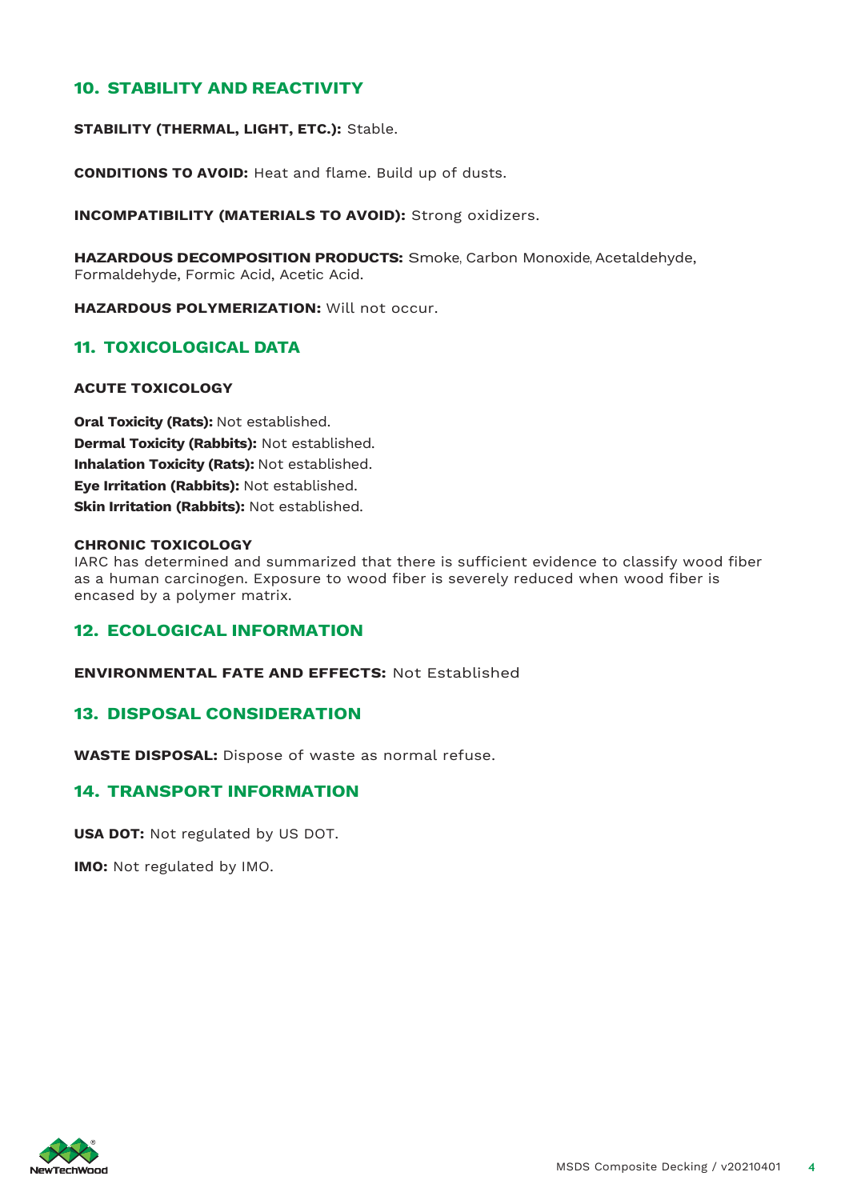## 10. STABILITY AND REACTIVITY

**STABILITY (THERMAL, LIGHT, ETC.):** Stable.

**CONDITIONS TO AVOID:** Heat and flame. Build up of dusts.

**INCOMPATIBILITY (MATERIALS TO AVOID):** Strong oxidizers.

**HAZARDOUS DECOMPOSITION PRODUCTS:** Smoke, Carbon Monoxide, Acetaldehyde, Formaldehyde, Formic Acid, Acetic Acid.

**HAZARDOUS POLYMERIZATION:** Will not occur.

## 11. TOXICOLOGICAL DATA

**ACUTE TOXICOLOGY**

**Oral Toxicity (Rats):** Not established.
**Dermal Toxicity (Rabbits):** Not established.
**Inhalation Toxicity (Rats):** Not established.
**Eye Irritation (Rabbits):** Not established.
**Skin Irritation (Rabbits):** Not established.

**CHRONIC TOXICOLOGY**
IARC has determined and summarized that there is sufficient evidence to classify wood fiber as a human carcinogen. Exposure to wood fiber is severely reduced when wood fiber is encased by a polymer matrix.

## 12. ECOLOGICAL INFORMATION

**ENVIRONMENTAL FATE AND EFFECTS:** Not Established

## 13. DISPOSAL CONSIDERATION

**WASTE DISPOSAL:** Dispose of waste as normal refuse.

## 14. TRANSPORT INFORMATION

**USA DOT:** Not regulated by US DOT.

**IMO:** Not regulated by IMO.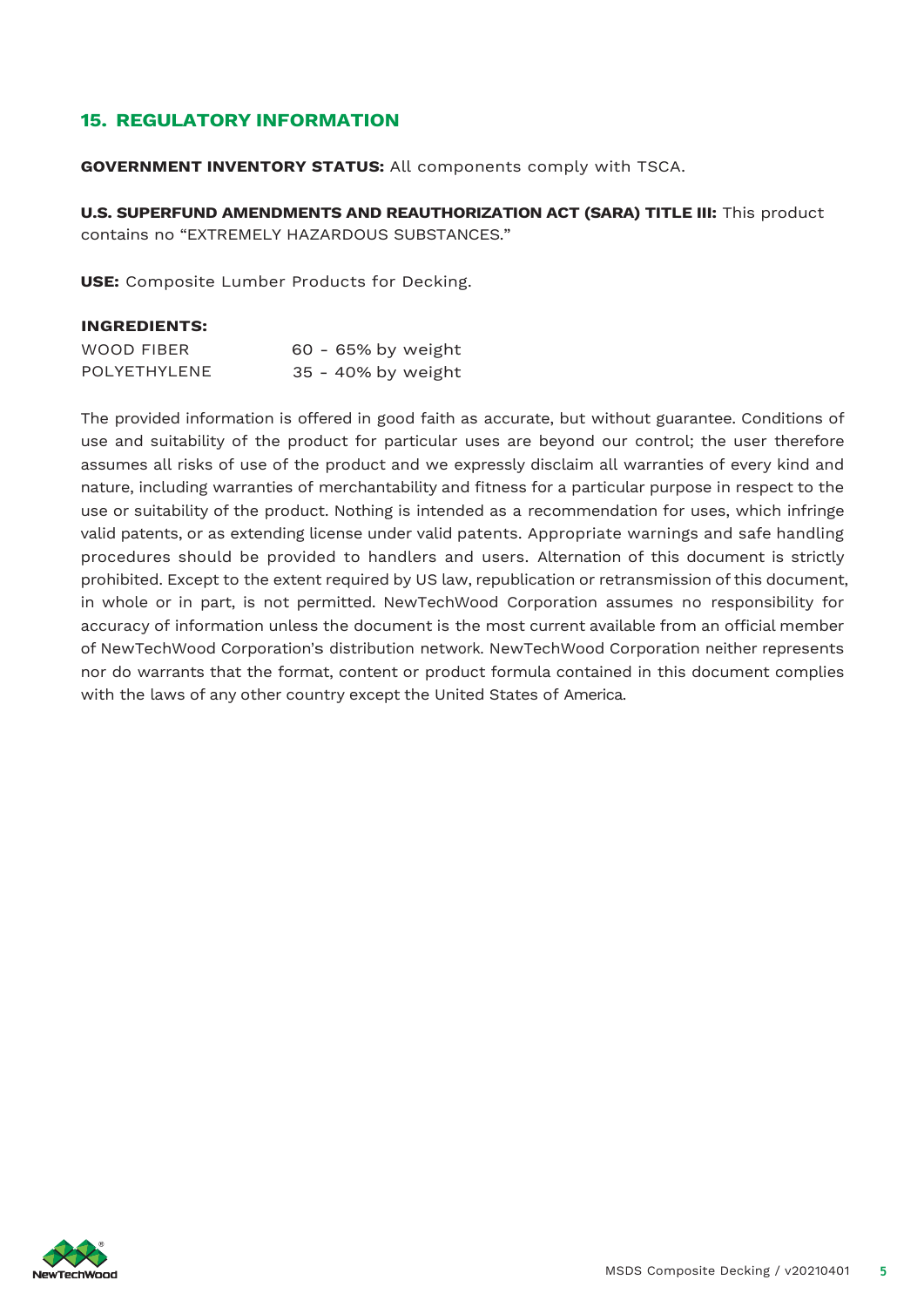## 15. REGULATORY INFORMATION

**GOVERNMENT INVENTORY STATUS:** All components comply with TSCA.

**U.S. SUPERFUND AMENDMENTS AND REAUTHORIZATION ACT (SARA) TITLE III:** This product contains no "EXTREMELY HAZARDOUS SUBSTANCES."

**USE:** Composite Lumber Products for Decking.

**INGREDIENTS:**

| | |
|---|---|
| WOOD FIBER | 60 - 65% by weight |
| POLYETHYLENE | 35 - 40% by weight |

The provided information is offered in good faith as accurate, but without guarantee. Conditions of use and suitability of the product for particular uses are beyond our control; the user therefore assumes all risks of use of the product and we expressly disclaim all warranties of every kind and nature, including warranties of merchantability and fitness for a particular purpose in respect to the use or suitability of the product. Nothing is intended as a recommendation for uses, which infringe valid patents, or as extending license under valid patents. Appropriate warnings and safe handling procedures should be provided to handlers and users. Alternation of this document is strictly prohibited. Except to the extent required by US law, republication or retransmission of this document, in whole or in part, is not permitted. NewTechWood Corporation assumes no responsibility for accuracy of information unless the document is the most current available from an official member of NewTechWood Corporation's distribution network. NewTechWood Corporation neither represents nor do warrants that the format, content or product formula contained in this document complies with the laws of any other country except the United States of America.